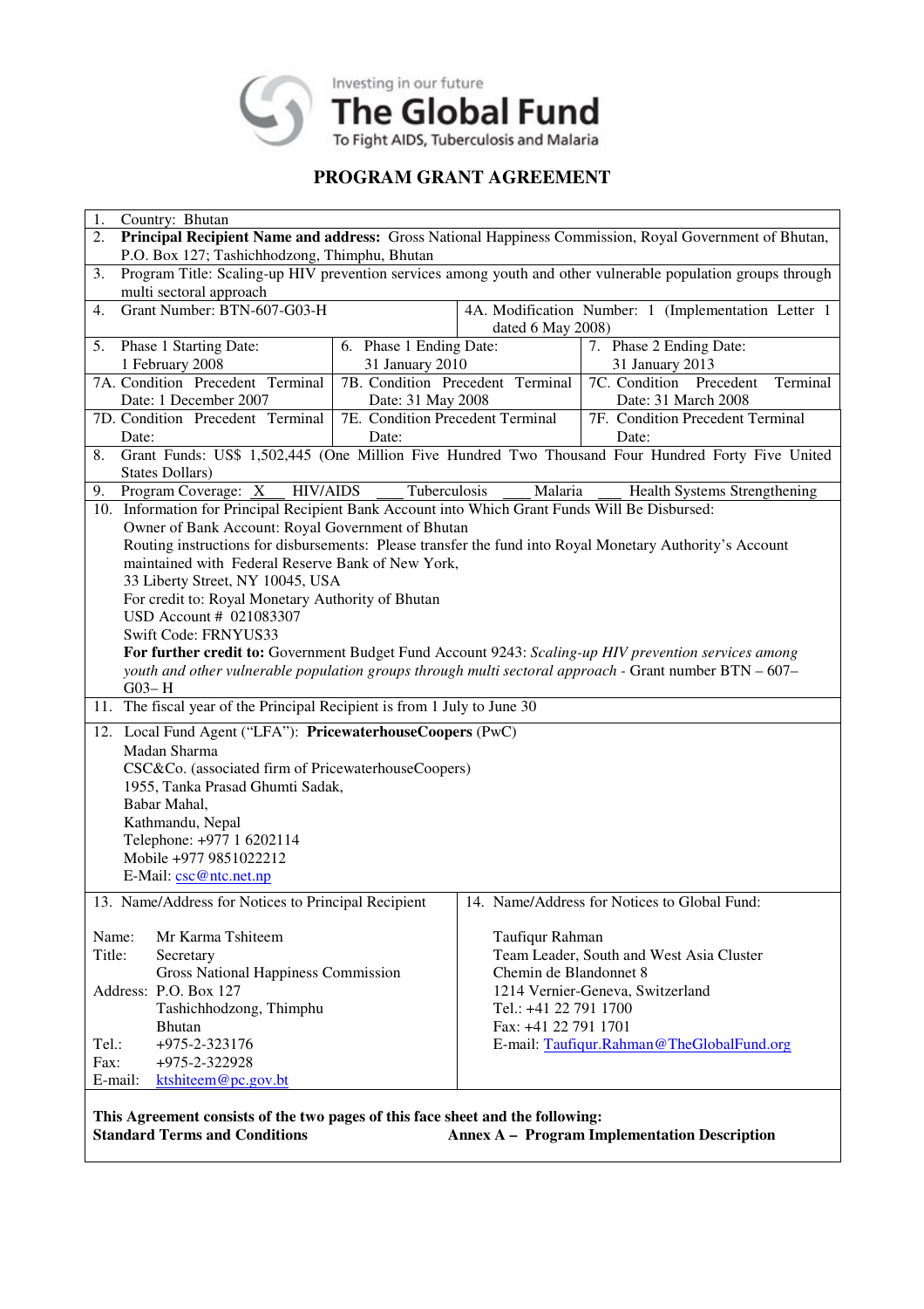Investing in our future

**The Global Fund**

To Fight AIDS, Tuberculosis and Malaria

## PROGRAM GRANT AGREEMENT

| | | |
|---|---|---|
| 1. Country: Bhutan | | |
| 2. **Principal Recipient Name and address:** Gross National Happiness Commission, Royal Government of Bhutan, P.O. Box 127; Tashichhodzong, Thimphu, Bhutan | | |
| 3. Program Title: Scaling-up HIV prevention services among youth and other vulnerable population groups through multi sectoral approach | | |
| 4. Grant Number: BTN-607-G03-H | 4A. Modification Number: 1 (Implementation Letter 1 dated 6 May 2008) | |
| 5. Phase 1 Starting Date: 1 February 2008 | 6. Phase 1 Ending Date: 31 January 2010 | 7. Phase 2 Ending Date: 31 January 2013 |
| 7A. Condition Precedent Terminal Date: 1 December 2007 | 7B. Condition Precedent Terminal Date: 31 May 2008 | 7C. Condition Precedent Terminal Date: 31 March 2008 |
| 7D. Condition Precedent Terminal Date: | 7E. Condition Precedent Terminal Date: | 7F. Condition Precedent Terminal Date: |
| 8. Grant Funds: US$ 1,502,445 (One Million Five Hundred Two Thousand Four Hundred Forty Five United States Dollars) | | |
| 9. Program Coverage: X HIV/AIDS ___ Tuberculosis ___ Malaria ___ Health Systems Strengthening | | |
| 10. Information for Principal Recipient Bank Account into Which Grant Funds Will Be Disbursed:<br>Owner of Bank Account: Royal Government of Bhutan<br>Routing instructions for disbursements: Please transfer the fund into Royal Monetary Authority's Account maintained with Federal Reserve Bank of New York,<br>33 Liberty Street, NY 10045, USA<br>For credit to: Royal Monetary Authority of Bhutan<br>USD Account # 021083307<br>Swift Code: FRNYUS33<br>**For further credit to:** Government Budget Fund Account 9243: *Scaling-up HIV prevention services among youth and other vulnerable population groups through multi sectoral approach* - Grant number BTN – 607– G03– H | | |
| 11. The fiscal year of the Principal Recipient is from 1 July to June 30 | | |
| 12. Local Fund Agent ("LFA"): **PricewaterhouseCoopers** (PwC)<br>Madan Sharma<br>CSC&Co. (associated firm of PricewaterhouseCoopers)<br>1955, Tanka Prasad Ghumti Sadak,<br>Babar Mahal,<br>Kathmandu, Nepal<br>Telephone: +977 1 6202114<br>Mobile +977 9851022212<br>E-Mail: csc@ntc.net.np | | |
| 13. Name/Address for Notices to Principal Recipient<br><br>Name: Mr Karma Tshiteem<br>Title: Secretary<br>Gross National Happiness Commission<br>Address: P.O. Box 127<br>Tashichhodzong, Thimphu<br>Bhutan<br>Tel.: +975-2-323176<br>Fax: +975-2-322928<br>E-mail: ktshiteem@pc.gov.bt | 14. Name/Address for Notices to Global Fund:<br><br>Taufiqur Rahman<br>Team Leader, South and West Asia Cluster<br>Chemin de Blandonnet 8<br>1214 Vernier-Geneva, Switzerland<br>Tel.: +41 22 791 1700<br>Fax: +41 22 791 1701<br>E-mail: Taufiqur.Rahman@TheGlobalFund.org | |
| **This Agreement consists of the two pages of this face sheet and the following:**<br>**Standard Terms and Conditions** **Annex A – Program Implementation Description** | | |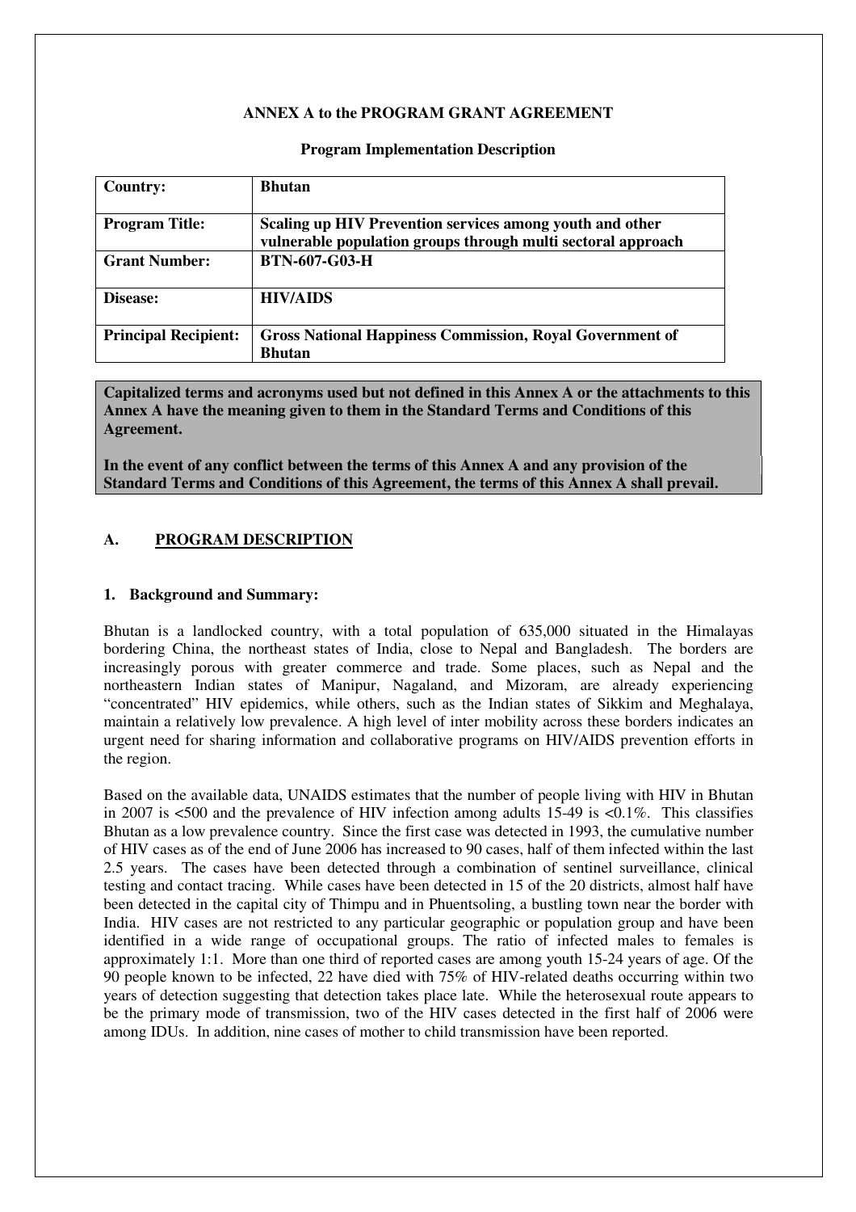**ANNEX A to the PROGRAM GRANT AGREEMENT**

**Program Implementation Description**

| | |
|---|---|
| **Country:** | **Bhutan** |
| **Program Title:** | **Scaling up HIV Prevention services among youth and other vulnerable population groups through multi sectoral approach** |
| **Grant Number:** | **BTN-607-G03-H** |
| **Disease:** | **HIV/AIDS** |
| **Principal Recipient:** | **Gross National Happiness Commission, Royal Government of Bhutan** |

**Capitalized terms and acronyms used but not defined in this Annex A or the attachments to this Annex A have the meaning given to them in the Standard Terms and Conditions of this Agreement.**

**In the event of any conflict between the terms of this Annex A and any provision of the Standard Terms and Conditions of this Agreement, the terms of this Annex A shall prevail.**

## A. PROGRAM DESCRIPTION

### 1. Background and Summary:

Bhutan is a landlocked country, with a total population of 635,000 situated in the Himalayas bordering China, the northeast states of India, close to Nepal and Bangladesh. The borders are increasingly porous with greater commerce and trade. Some places, such as Nepal and the northeastern Indian states of Manipur, Nagaland, and Mizoram, are already experiencing "concentrated" HIV epidemics, while others, such as the Indian states of Sikkim and Meghalaya, maintain a relatively low prevalence. A high level of inter mobility across these borders indicates an urgent need for sharing information and collaborative programs on HIV/AIDS prevention efforts in the region.

Based on the available data, UNAIDS estimates that the number of people living with HIV in Bhutan in 2007 is <500 and the prevalence of HIV infection among adults 15-49 is <0.1%. This classifies Bhutan as a low prevalence country. Since the first case was detected in 1993, the cumulative number of HIV cases as of the end of June 2006 has increased to 90 cases, half of them infected within the last 2.5 years. The cases have been detected through a combination of sentinel surveillance, clinical testing and contact tracing. While cases have been detected in 15 of the 20 districts, almost half have been detected in the capital city of Thimpu and in Phuentsoling, a bustling town near the border with India. HIV cases are not restricted to any particular geographic or population group and have been identified in a wide range of occupational groups. The ratio of infected males to females is approximately 1:1. More than one third of reported cases are among youth 15-24 years of age. Of the 90 people known to be infected, 22 have died with 75% of HIV-related deaths occurring within two years of detection suggesting that detection takes place late. While the heterosexual route appears to be the primary mode of transmission, two of the HIV cases detected in the first half of 2006 were among IDUs. In addition, nine cases of mother to child transmission have been reported.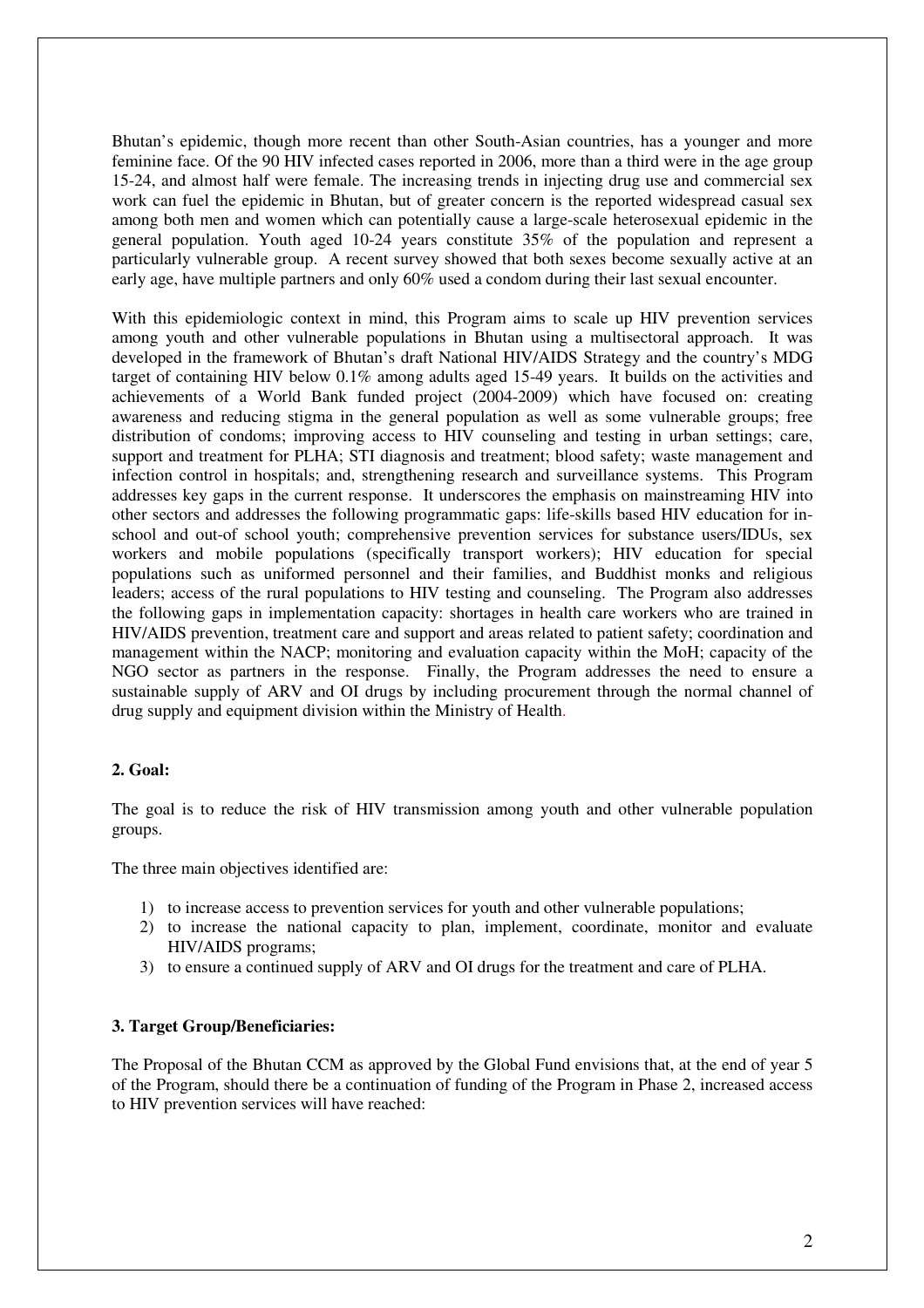Bhutan's epidemic, though more recent than other South-Asian countries, has a younger and more feminine face. Of the 90 HIV infected cases reported in 2006, more than a third were in the age group 15-24, and almost half were female. The increasing trends in injecting drug use and commercial sex work can fuel the epidemic in Bhutan, but of greater concern is the reported widespread casual sex among both men and women which can potentially cause a large-scale heterosexual epidemic in the general population. Youth aged 10-24 years constitute 35% of the population and represent a particularly vulnerable group. A recent survey showed that both sexes become sexually active at an early age, have multiple partners and only 60% used a condom during their last sexual encounter.

With this epidemiologic context in mind, this Program aims to scale up HIV prevention services among youth and other vulnerable populations in Bhutan using a multisectoral approach. It was developed in the framework of Bhutan's draft National HIV/AIDS Strategy and the country's MDG target of containing HIV below 0.1% among adults aged 15-49 years. It builds on the activities and achievements of a World Bank funded project (2004-2009) which have focused on: creating awareness and reducing stigma in the general population as well as some vulnerable groups; free distribution of condoms; improving access to HIV counseling and testing in urban settings; care, support and treatment for PLHA; STI diagnosis and treatment; blood safety; waste management and infection control in hospitals; and, strengthening research and surveillance systems. This Program addresses key gaps in the current response. It underscores the emphasis on mainstreaming HIV into other sectors and addresses the following programmatic gaps: life-skills based HIV education for in-school and out-of school youth; comprehensive prevention services for substance users/IDUs, sex workers and mobile populations (specifically transport workers); HIV education for special populations such as uniformed personnel and their families, and Buddhist monks and religious leaders; access of the rural populations to HIV testing and counseling. The Program also addresses the following gaps in implementation capacity: shortages in health care workers who are trained in HIV/AIDS prevention, treatment care and support and areas related to patient safety; coordination and management within the NACP; monitoring and evaluation capacity within the MoH; capacity of the NGO sector as partners in the response. Finally, the Program addresses the need to ensure a sustainable supply of ARV and OI drugs by including procurement through the normal channel of drug supply and equipment division within the Ministry of Health.

**2. Goal:**

The goal is to reduce the risk of HIV transmission among youth and other vulnerable population groups.

The three main objectives identified are:

1) to increase access to prevention services for youth and other vulnerable populations;
2) to increase the national capacity to plan, implement, coordinate, monitor and evaluate HIV/AIDS programs;
3) to ensure a continued supply of ARV and OI drugs for the treatment and care of PLHA.

**3. Target Group/Beneficiaries:**

The Proposal of the Bhutan CCM as approved by the Global Fund envisions that, at the end of year 5 of the Program, should there be a continuation of funding of the Program in Phase 2, increased access to HIV prevention services will have reached: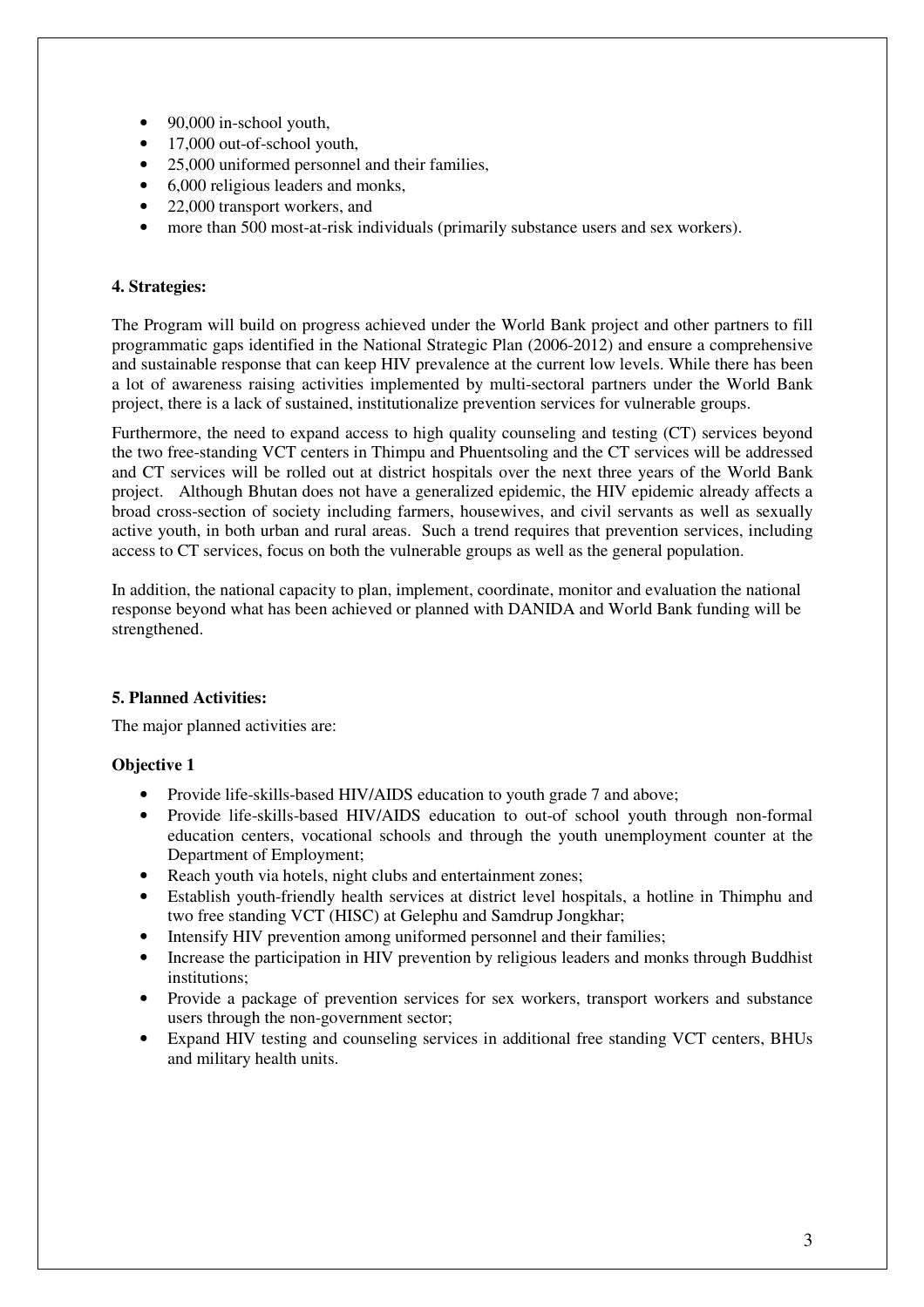- 90,000 in-school youth,
- 17,000 out-of-school youth,
- 25,000 uniformed personnel and their families,
- 6,000 religious leaders and monks,
- 22,000 transport workers, and
- more than 500 most-at-risk individuals (primarily substance users and sex workers).

**4. Strategies:**

The Program will build on progress achieved under the World Bank project and other partners to fill programmatic gaps identified in the National Strategic Plan (2006-2012) and ensure a comprehensive and sustainable response that can keep HIV prevalence at the current low levels. While there has been a lot of awareness raising activities implemented by multi-sectoral partners under the World Bank project, there is a lack of sustained, institutionalize prevention services for vulnerable groups.

Furthermore, the need to expand access to high quality counseling and testing (CT) services beyond the two free-standing VCT centers in Thimpu and Phuentsoling and the CT services will be addressed and CT services will be rolled out at district hospitals over the next three years of the World Bank project. Although Bhutan does not have a generalized epidemic, the HIV epidemic already affects a broad cross-section of society including farmers, housewives, and civil servants as well as sexually active youth, in both urban and rural areas. Such a trend requires that prevention services, including access to CT services, focus on both the vulnerable groups as well as the general population.

In addition, the national capacity to plan, implement, coordinate, monitor and evaluation the national response beyond what has been achieved or planned with DANIDA and World Bank funding will be strengthened.

**5. Planned Activities:**

The major planned activities are:

**Objective 1**

- Provide life-skills-based HIV/AIDS education to youth grade 7 and above;
- Provide life-skills-based HIV/AIDS education to out-of school youth through non-formal education centers, vocational schools and through the youth unemployment counter at the Department of Employment;
- Reach youth via hotels, night clubs and entertainment zones;
- Establish youth-friendly health services at district level hospitals, a hotline in Thimphu and two free standing VCT (HISC) at Gelephu and Samdrup Jongkhar;
- Intensify HIV prevention among uniformed personnel and their families;
- Increase the participation in HIV prevention by religious leaders and monks through Buddhist institutions;
- Provide a package of prevention services for sex workers, transport workers and substance users through the non-government sector;
- Expand HIV testing and counseling services in additional free standing VCT centers, BHUs and military health units.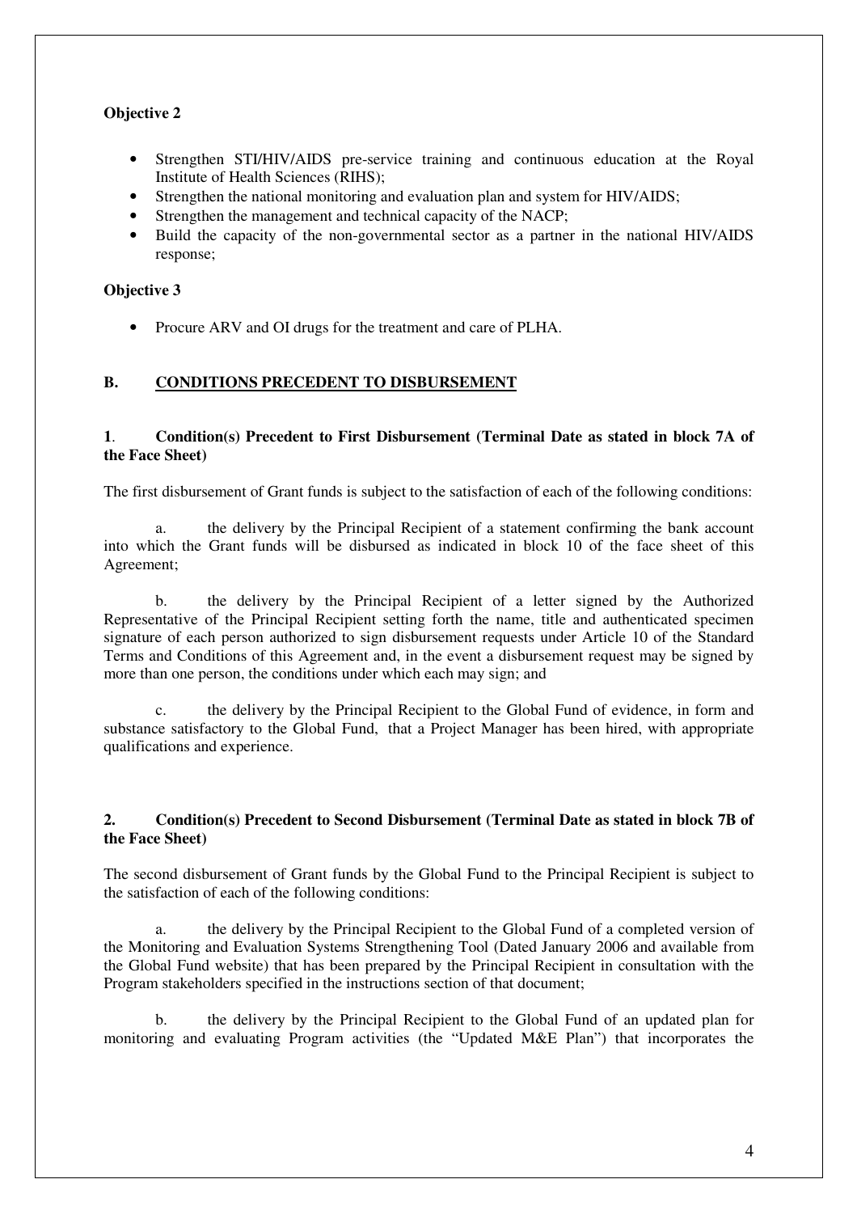**Objective 2**

- Strengthen STI/HIV/AIDS pre-service training and continuous education at the Royal Institute of Health Sciences (RIHS);
- Strengthen the national monitoring and evaluation plan and system for HIV/AIDS;
- Strengthen the management and technical capacity of the NACP;
- Build the capacity of the non-governmental sector as a partner in the national HIV/AIDS response;

**Objective 3**

- Procure ARV and OI drugs for the treatment and care of PLHA.

## B. CONDITIONS PRECEDENT TO DISBURSEMENT

**1. Condition(s) Precedent to First Disbursement (Terminal Date as stated in block 7A of the Face Sheet)**

The first disbursement of Grant funds is subject to the satisfaction of each of the following conditions:

a. the delivery by the Principal Recipient of a statement confirming the bank account into which the Grant funds will be disbursed as indicated in block 10 of the face sheet of this Agreement;

b. the delivery by the Principal Recipient of a letter signed by the Authorized Representative of the Principal Recipient setting forth the name, title and authenticated specimen signature of each person authorized to sign disbursement requests under Article 10 of the Standard Terms and Conditions of this Agreement and, in the event a disbursement request may be signed by more than one person, the conditions under which each may sign; and

c. the delivery by the Principal Recipient to the Global Fund of evidence, in form and substance satisfactory to the Global Fund, that a Project Manager has been hired, with appropriate qualifications and experience.

**2. Condition(s) Precedent to Second Disbursement (Terminal Date as stated in block 7B of the Face Sheet)**

The second disbursement of Grant funds by the Global Fund to the Principal Recipient is subject to the satisfaction of each of the following conditions:

a. the delivery by the Principal Recipient to the Global Fund of a completed version of the Monitoring and Evaluation Systems Strengthening Tool (Dated January 2006 and available from the Global Fund website) that has been prepared by the Principal Recipient in consultation with the Program stakeholders specified in the instructions section of that document;

b. the delivery by the Principal Recipient to the Global Fund of an updated plan for monitoring and evaluating Program activities (the "Updated M&E Plan") that incorporates the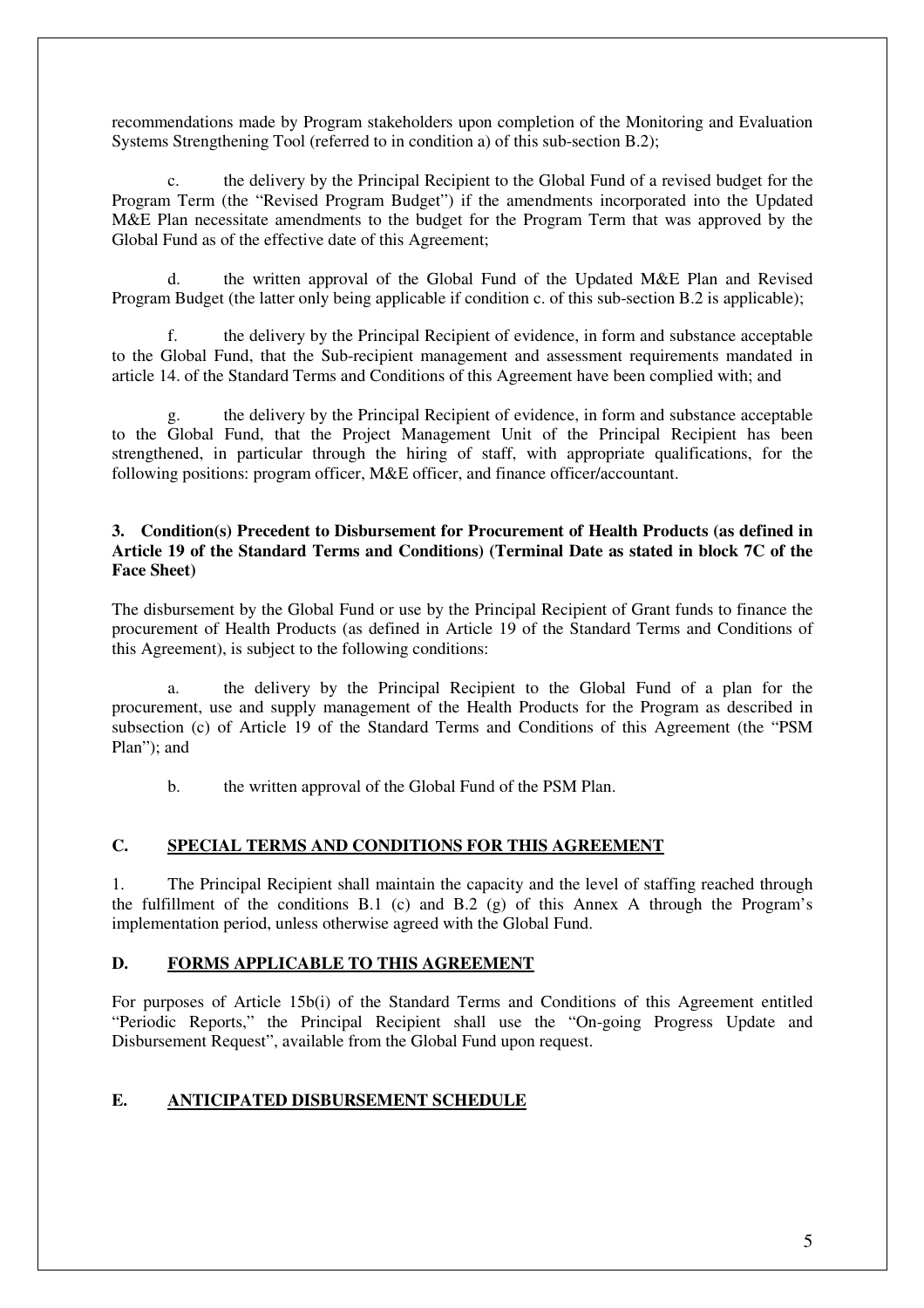recommendations made by Program stakeholders upon completion of the Monitoring and Evaluation Systems Strengthening Tool (referred to in condition a) of this sub-section B.2);

c. the delivery by the Principal Recipient to the Global Fund of a revised budget for the Program Term (the "Revised Program Budget") if the amendments incorporated into the Updated M&E Plan necessitate amendments to the budget for the Program Term that was approved by the Global Fund as of the effective date of this Agreement;

d. the written approval of the Global Fund of the Updated M&E Plan and Revised Program Budget (the latter only being applicable if condition c. of this sub-section B.2 is applicable);

f. the delivery by the Principal Recipient of evidence, in form and substance acceptable to the Global Fund, that the Sub-recipient management and assessment requirements mandated in article 14. of the Standard Terms and Conditions of this Agreement have been complied with; and

g. the delivery by the Principal Recipient of evidence, in form and substance acceptable to the Global Fund, that the Project Management Unit of the Principal Recipient has been strengthened, in particular through the hiring of staff, with appropriate qualifications, for the following positions: program officer, M&E officer, and finance officer/accountant.

**3. Condition(s) Precedent to Disbursement for Procurement of Health Products (as defined in Article 19 of the Standard Terms and Conditions) (Terminal Date as stated in block 7C of the Face Sheet)**

The disbursement by the Global Fund or use by the Principal Recipient of Grant funds to finance the procurement of Health Products (as defined in Article 19 of the Standard Terms and Conditions of this Agreement), is subject to the following conditions:

a. the delivery by the Principal Recipient to the Global Fund of a plan for the procurement, use and supply management of the Health Products for the Program as described in subsection (c) of Article 19 of the Standard Terms and Conditions of this Agreement (the "PSM Plan"); and

b. the written approval of the Global Fund of the PSM Plan.

## C. SPECIAL TERMS AND CONDITIONS FOR THIS AGREEMENT

1. The Principal Recipient shall maintain the capacity and the level of staffing reached through the fulfillment of the conditions B.1 (c) and B.2 (g) of this Annex A through the Program's implementation period, unless otherwise agreed with the Global Fund.

## D. FORMS APPLICABLE TO THIS AGREEMENT

For purposes of Article 15b(i) of the Standard Terms and Conditions of this Agreement entitled "Periodic Reports," the Principal Recipient shall use the "On-going Progress Update and Disbursement Request", available from the Global Fund upon request.

## E. ANTICIPATED DISBURSEMENT SCHEDULE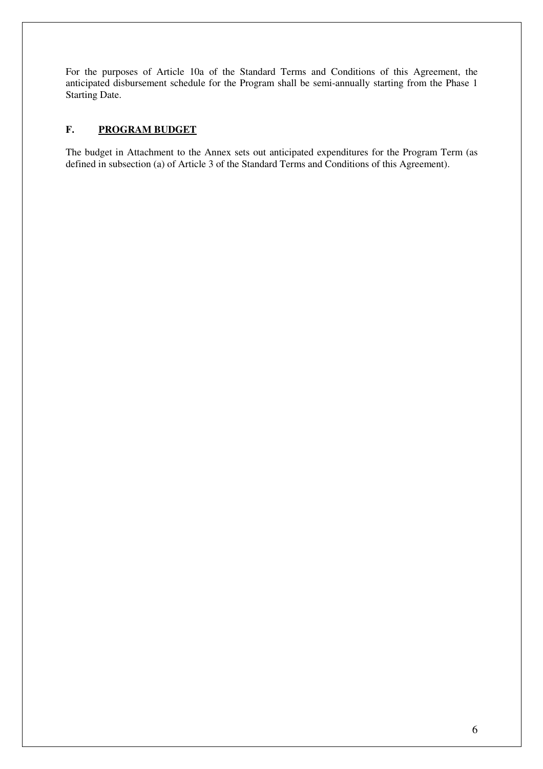For the purposes of Article 10a of the Standard Terms and Conditions of this Agreement, the anticipated disbursement schedule for the Program shall be semi-annually starting from the Phase 1 Starting Date.

## F. PROGRAM BUDGET

The budget in Attachment to the Annex sets out anticipated expenditures for the Program Term (as defined in subsection (a) of Article 3 of the Standard Terms and Conditions of this Agreement).